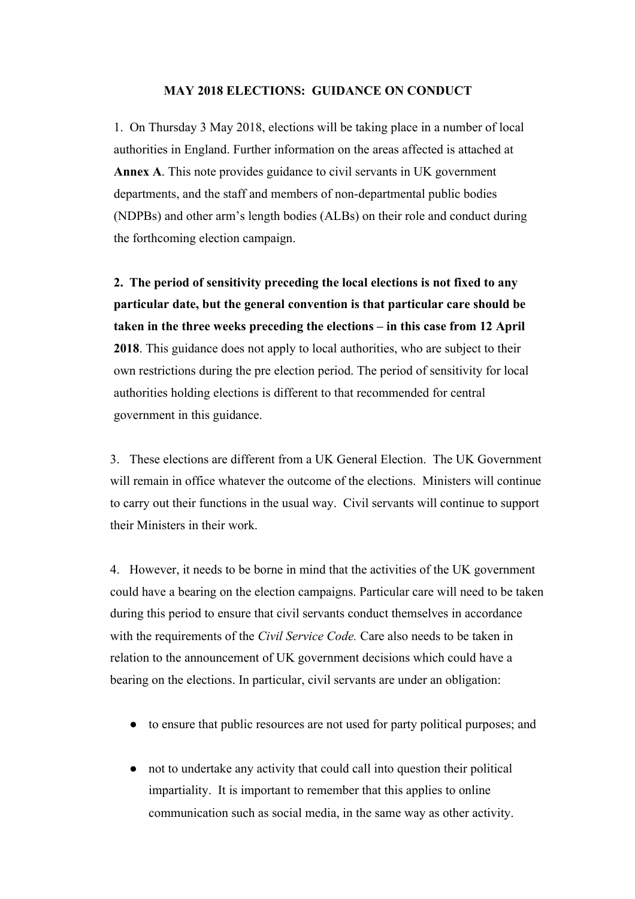# MAY 2018 ELECTIONS: GUIDANCE ON CONDUCT

1. On Thursday 3 May 2018, elections will be taking place in a number of local authorities in England. Further information on the areas affected is attached at **Annex A**. This note provides guidance to civil servants in UK government departments, and the staff and members of non-departmental public bodies (NDPBs) and other arm's length bodies (ALBs) on their role and conduct during the forthcoming election campaign.

2. **The period of sensitivity preceding the local elections is not fixed to any particular date, but the general convention is that particular care should be taken in the three weeks preceding the elections – in this case from 12 April 2018**. This guidance does not apply to local authorities, who are subject to their own restrictions during the pre election period. The period of sensitivity for local authorities holding elections is different to that recommended for central government in this guidance.

3. These elections are different from a UK General Election. The UK Government will remain in office whatever the outcome of the elections. Ministers will continue to carry out their functions in the usual way. Civil servants will continue to support their Ministers in their work.

4. However, it needs to be borne in mind that the activities of the UK government could have a bearing on the election campaigns. Particular care will need to be taken during this period to ensure that civil servants conduct themselves in accordance with the requirements of the *Civil Service Code.* Care also needs to be taken in relation to the announcement of UK government decisions which could have a bearing on the elections. In particular, civil servants are under an obligation:

- to ensure that public resources are not used for party political purposes; and
- not to undertake any activity that could call into question their political impartiality. It is important to remember that this applies to online communication such as social media, in the same way as other activity.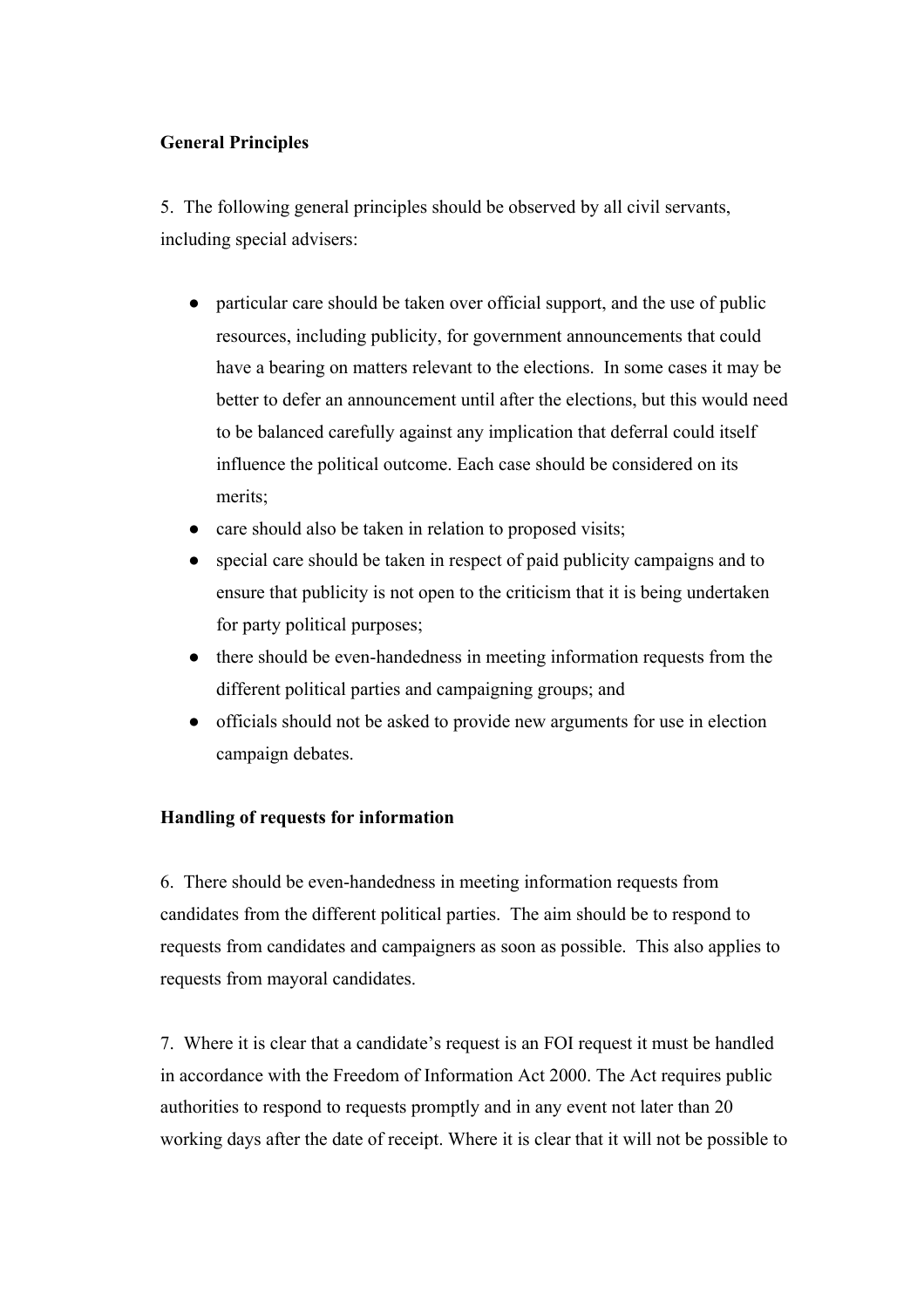**General Principles**

5. The following general principles should be observed by all civil servants, including special advisers:

- particular care should be taken over official support, and the use of public resources, including publicity, for government announcements that could have a bearing on matters relevant to the elections. In some cases it may be better to defer an announcement until after the elections, but this would need to be balanced carefully against any implication that deferral could itself influence the political outcome. Each case should be considered on its merits;
- care should also be taken in relation to proposed visits;
- special care should be taken in respect of paid publicity campaigns and to ensure that publicity is not open to the criticism that it is being undertaken for party political purposes;
- there should be even-handedness in meeting information requests from the different political parties and campaigning groups; and
- officials should not be asked to provide new arguments for use in election campaign debates.

**Handling of requests for information**

6. There should be even-handedness in meeting information requests from candidates from the different political parties. The aim should be to respond to requests from candidates and campaigners as soon as possible. This also applies to requests from mayoral candidates.

7. Where it is clear that a candidate's request is an FOI request it must be handled in accordance with the Freedom of Information Act 2000. The Act requires public authorities to respond to requests promptly and in any event not later than 20 working days after the date of receipt. Where it is clear that it will not be possible to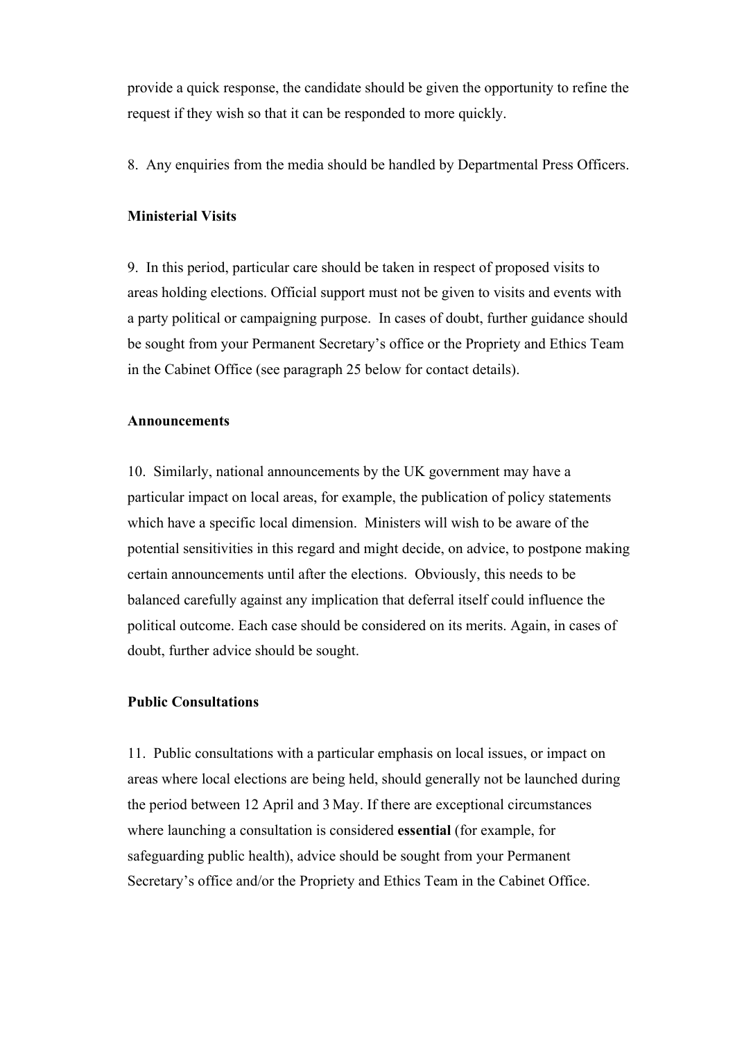provide a quick response, the candidate should be given the opportunity to refine the request if they wish so that it can be responded to more quickly.

8. Any enquiries from the media should be handled by Departmental Press Officers.

**Ministerial Visits**

9. In this period, particular care should be taken in respect of proposed visits to areas holding elections. Official support must not be given to visits and events with a party political or campaigning purpose. In cases of doubt, further guidance should be sought from your Permanent Secretary's office or the Propriety and Ethics Team in the Cabinet Office (see paragraph 25 below for contact details).

**Announcements**

10. Similarly, national announcements by the UK government may have a particular impact on local areas, for example, the publication of policy statements which have a specific local dimension. Ministers will wish to be aware of the potential sensitivities in this regard and might decide, on advice, to postpone making certain announcements until after the elections. Obviously, this needs to be balanced carefully against any implication that deferral itself could influence the political outcome. Each case should be considered on its merits. Again, in cases of doubt, further advice should be sought.

**Public Consultations**

11. Public consultations with a particular emphasis on local issues, or impact on areas where local elections are being held, should generally not be launched during the period between 12 April and 3 May. If there are exceptional circumstances where launching a consultation is considered **essential** (for example, for safeguarding public health), advice should be sought from your Permanent Secretary's office and/or the Propriety and Ethics Team in the Cabinet Office.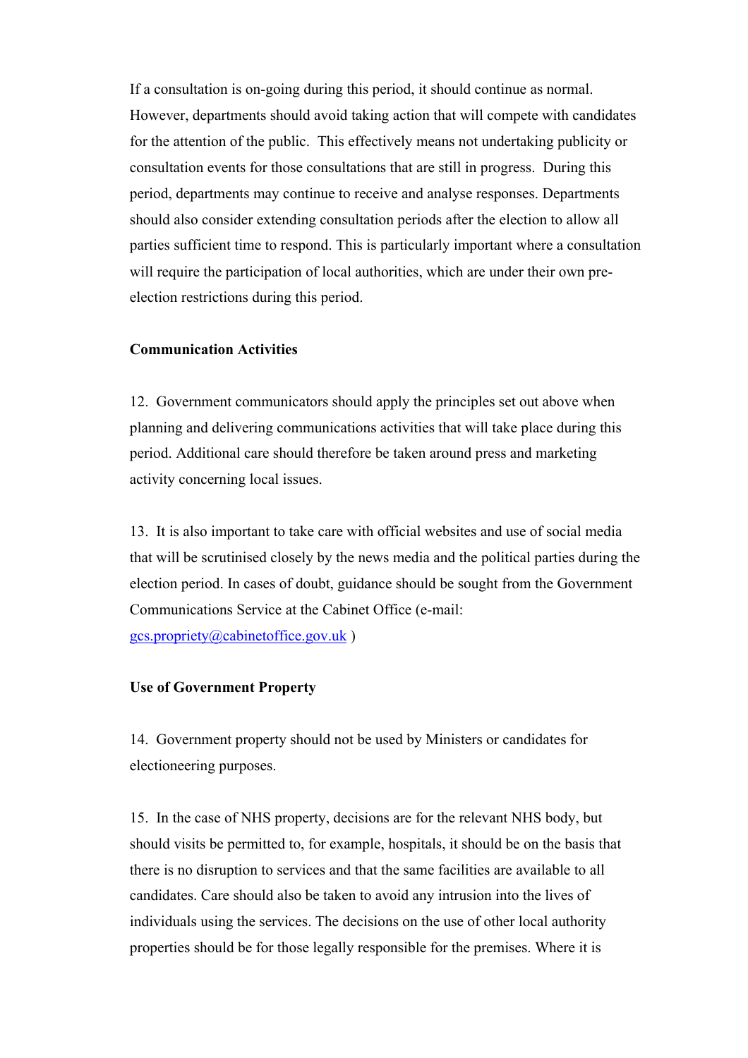If a consultation is on-going during this period, it should continue as normal. However, departments should avoid taking action that will compete with candidates for the attention of the public. This effectively means not undertaking publicity or consultation events for those consultations that are still in progress. During this period, departments may continue to receive and analyse responses. Departments should also consider extending consultation periods after the election to allow all parties sufficient time to respond. This is particularly important where a consultation will require the participation of local authorities, which are under their own pre-election restrictions during this period.

**Communication Activities**

12. Government communicators should apply the principles set out above when planning and delivering communications activities that will take place during this period. Additional care should therefore be taken around press and marketing activity concerning local issues.

13. It is also important to take care with official websites and use of social media that will be scrutinised closely by the news media and the political parties during the election period. In cases of doubt, guidance should be sought from the Government Communications Service at the Cabinet Office (e-mail: gcs.propriety@cabinetoffice.gov.uk )

**Use of Government Property**

14. Government property should not be used by Ministers or candidates for electioneering purposes.

15. In the case of NHS property, decisions are for the relevant NHS body, but should visits be permitted to, for example, hospitals, it should be on the basis that there is no disruption to services and that the same facilities are available to all candidates. Care should also be taken to avoid any intrusion into the lives of individuals using the services. The decisions on the use of other local authority properties should be for those legally responsible for the premises. Where it is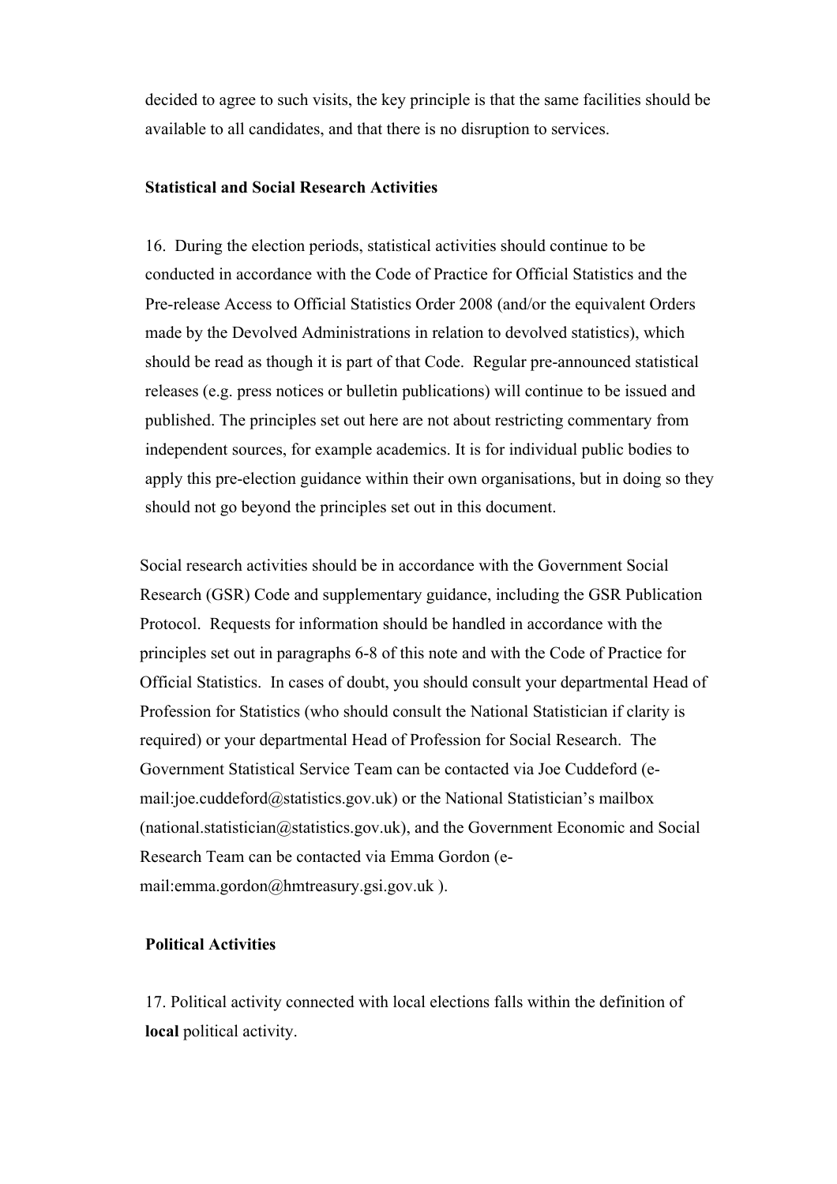decided to agree to such visits, the key principle is that the same facilities should be available to all candidates, and that there is no disruption to services.

**Statistical and Social Research Activities**

16. During the election periods, statistical activities should continue to be conducted in accordance with the Code of Practice for Official Statistics and the Pre-release Access to Official Statistics Order 2008 (and/or the equivalent Orders made by the Devolved Administrations in relation to devolved statistics), which should be read as though it is part of that Code. Regular pre-announced statistical releases (e.g. press notices or bulletin publications) will continue to be issued and published. The principles set out here are not about restricting commentary from independent sources, for example academics. It is for individual public bodies to apply this pre-election guidance within their own organisations, but in doing so they should not go beyond the principles set out in this document.

Social research activities should be in accordance with the Government Social Research (GSR) Code and supplementary guidance, including the GSR Publication Protocol. Requests for information should be handled in accordance with the principles set out in paragraphs 6-8 of this note and with the Code of Practice for Official Statistics. In cases of doubt, you should consult your departmental Head of Profession for Statistics (who should consult the National Statistician if clarity is required) or your departmental Head of Profession for Social Research. The Government Statistical Service Team can be contacted via Joe Cuddeford (e-mail:joe.cuddeford@statistics.gov.uk) or the National Statistician's mailbox (national.statistician@statistics.gov.uk), and the Government Economic and Social Research Team can be contacted via Emma Gordon (e-mail:emma.gordon@hmtreasury.gsi.gov.uk ).

**Political Activities**

17. Political activity connected with local elections falls within the definition of **local** political activity.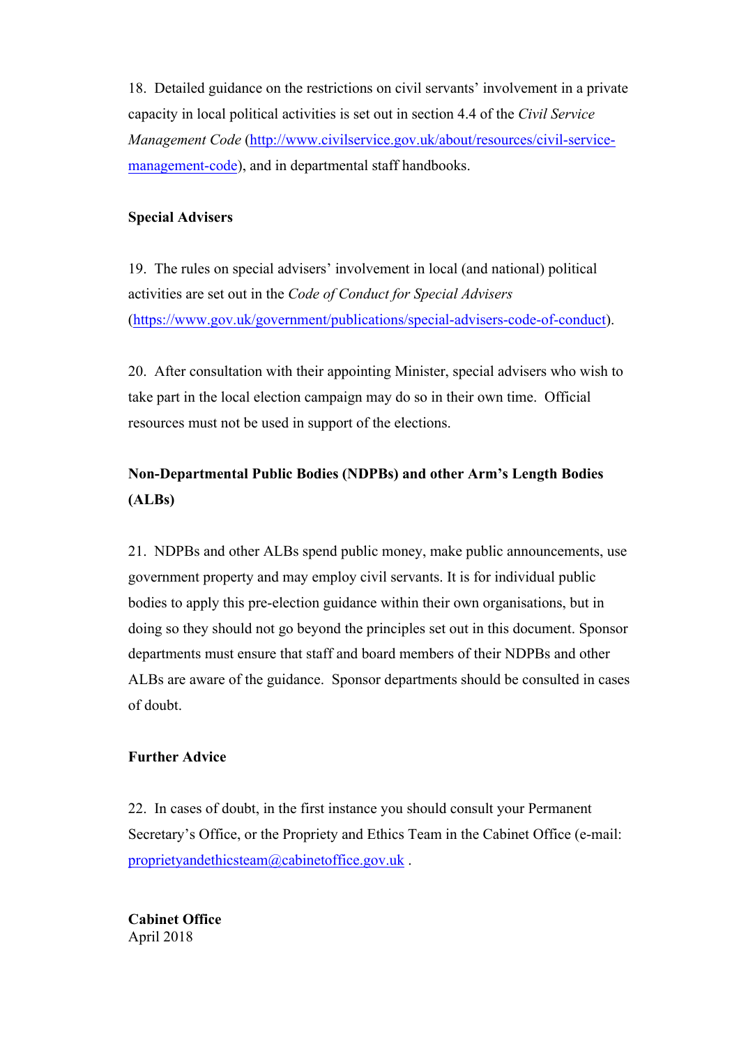18. Detailed guidance on the restrictions on civil servants' involvement in a private capacity in local political activities is set out in section 4.4 of the *Civil Service Management Code* (http://www.civilservice.gov.uk/about/resources/civil-service-management-code), and in departmental staff handbooks.

**Special Advisers**

19. The rules on special advisers' involvement in local (and national) political activities are set out in the *Code of Conduct for Special Advisers* (https://www.gov.uk/government/publications/special-advisers-code-of-conduct).

20. After consultation with their appointing Minister, special advisers who wish to take part in the local election campaign may do so in their own time. Official resources must not be used in support of the elections.

**Non-Departmental Public Bodies (NDPBs) and other Arm's Length Bodies (ALBs)**

21. NDPBs and other ALBs spend public money, make public announcements, use government property and may employ civil servants. It is for individual public bodies to apply this pre-election guidance within their own organisations, but in doing so they should not go beyond the principles set out in this document. Sponsor departments must ensure that staff and board members of their NDPBs and other ALBs are aware of the guidance. Sponsor departments should be consulted in cases of doubt.

**Further Advice**

22. In cases of doubt, in the first instance you should consult your Permanent Secretary's Office, or the Propriety and Ethics Team in the Cabinet Office (e-mail: proprietyandethicsteam@cabinetoffice.gov.uk .

**Cabinet Office**
April 2018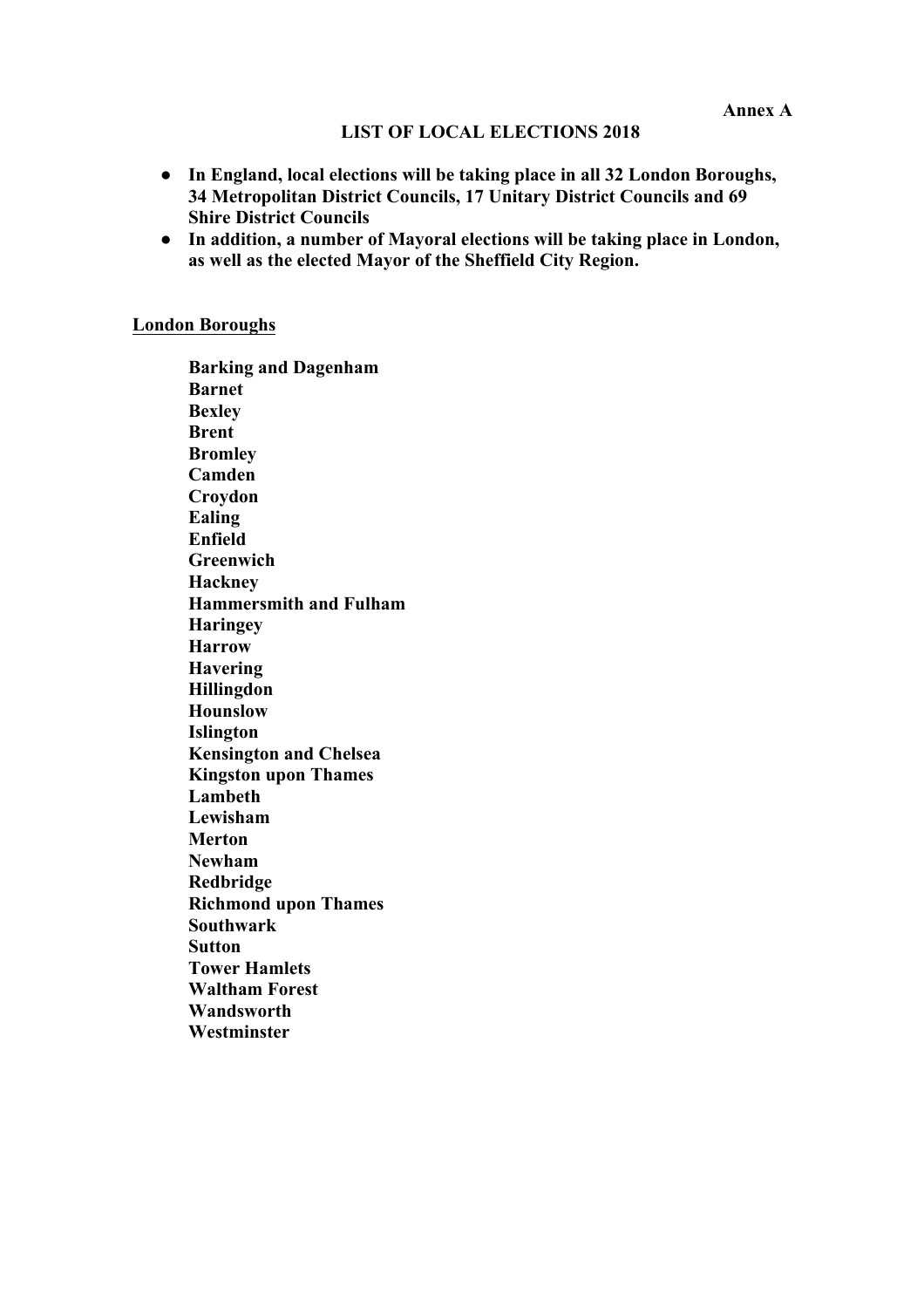**Annex A**

# LIST OF LOCAL ELECTIONS 2018

- **In England, local elections will be taking place in all 32 London Boroughs, 34 Metropolitan District Councils, 17 Unitary District Councils and 69 Shire District Councils**
- **In addition, a number of Mayoral elections will be taking place in London, as well as the elected Mayor of the Sheffield City Region.**

## London Boroughs

**Barking and Dagenham**
**Barnet**
**Bexley**
**Brent**
**Bromley**
**Camden**
**Croydon**
**Ealing**
**Enfield**
**Greenwich**
**Hackney**
**Hammersmith and Fulham**
**Haringey**
**Harrow**
**Havering**
**Hillingdon**
**Hounslow**
**Islington**
**Kensington and Chelsea**
**Kingston upon Thames**
**Lambeth**
**Lewisham**
**Merton**
**Newham**
**Redbridge**
**Richmond upon Thames**
**Southwark**
**Sutton**
**Tower Hamlets**
**Waltham Forest**
**Wandsworth**
**Westminster**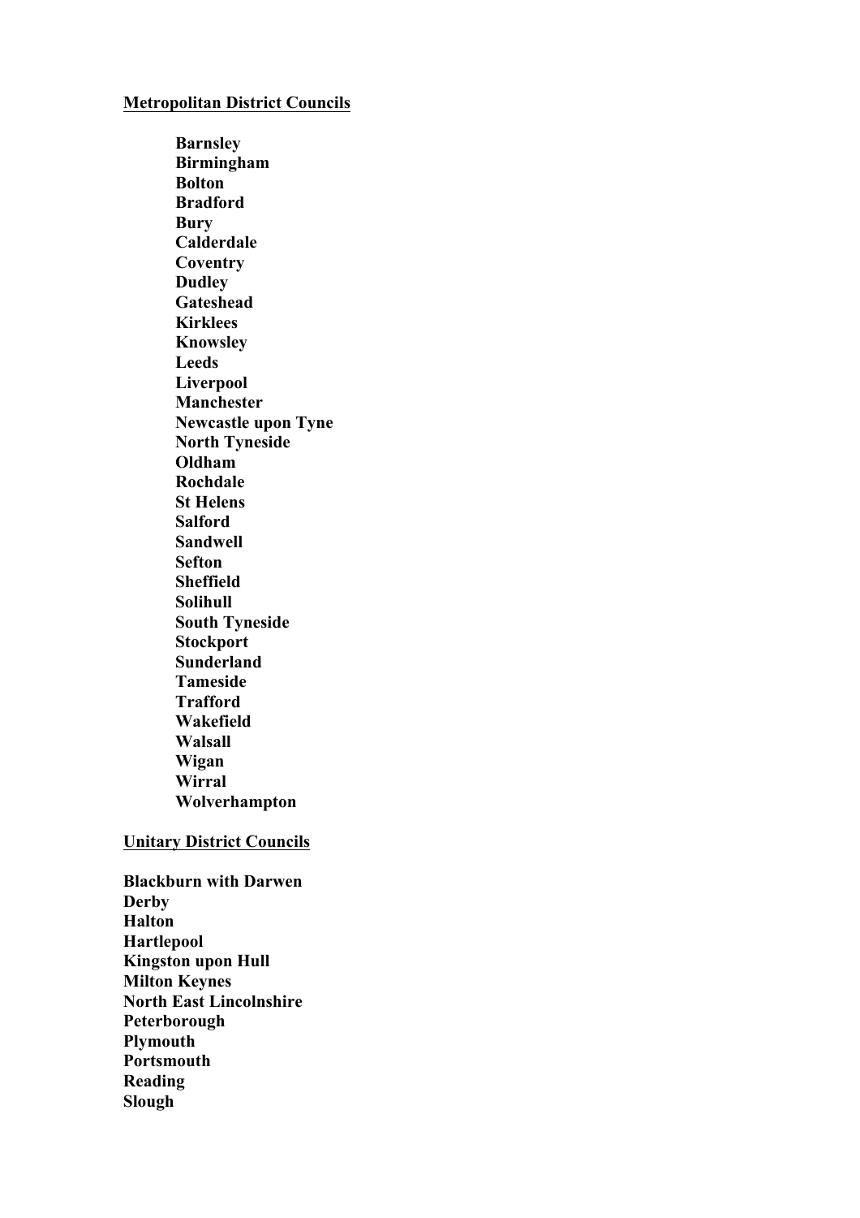**Metropolitan District Councils**

- **Barnsley**
- **Birmingham**
- **Bolton**
- **Bradford**
- **Bury**
- **Calderdale**
- **Coventry**
- **Dudley**
- **Gateshead**
- **Kirklees**
- **Knowsley**
- **Leeds**
- **Liverpool**
- **Manchester**
- **Newcastle upon Tyne**
- **North Tyneside**
- **Oldham**
- **Rochdale**
- **St Helens**
- **Salford**
- **Sandwell**
- **Sefton**
- **Sheffield**
- **Solihull**
- **South Tyneside**
- **Stockport**
- **Sunderland**
- **Tameside**
- **Trafford**
- **Wakefield**
- **Walsall**
- **Wigan**
- **Wirral**
- **Wolverhampton**

**Unitary District Councils**

**Blackburn with Darwen**
**Derby**
**Halton**
**Hartlepool**
**Kingston upon Hull**
**Milton Keynes**
**North East Lincolnshire**
**Peterborough**
**Plymouth**
**Portsmouth**
**Reading**
**Slough**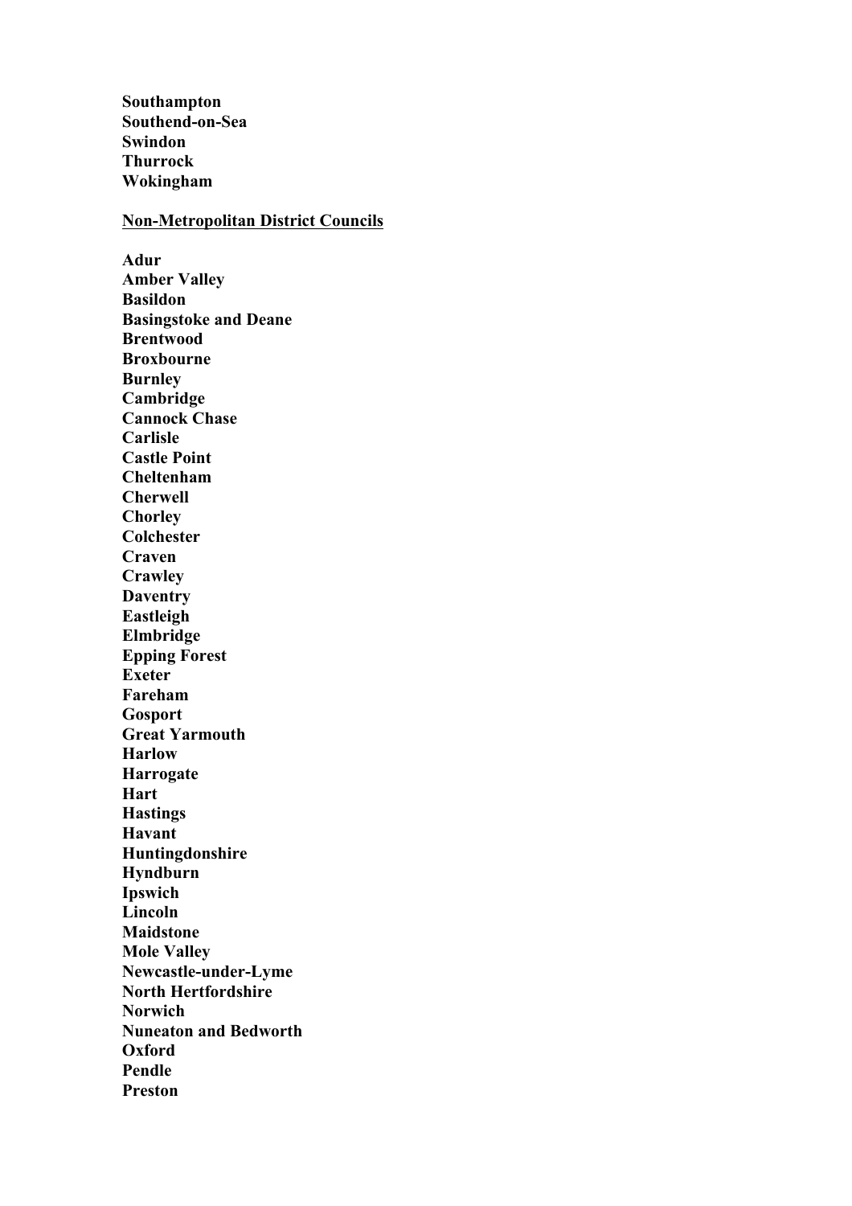**Southampton**
**Southend-on-Sea**
**Swindon**
**Thurrock**
**Wokingham**

**<u>Non-Metropolitan District Councils</u>**

**Adur**
**Amber Valley**
**Basildon**
**Basingstoke and Deane**
**Brentwood**
**Broxbourne**
**Burnley**
**Cambridge**
**Cannock Chase**
**Carlisle**
**Castle Point**
**Cheltenham**
**Cherwell**
**Chorley**
**Colchester**
**Craven**
**Crawley**
**Daventry**
**Eastleigh**
**Elmbridge**
**Epping Forest**
**Exeter**
**Fareham**
**Gosport**
**Great Yarmouth**
**Harlow**
**Harrogate**
**Hart**
**Hastings**
**Havant**
**Huntingdonshire**
**Hyndburn**
**Ipswich**
**Lincoln**
**Maidstone**
**Mole Valley**
**Newcastle-under-Lyme**
**North Hertfordshire**
**Norwich**
**Nuneaton and Bedworth**
**Oxford**
**Pendle**
**Preston**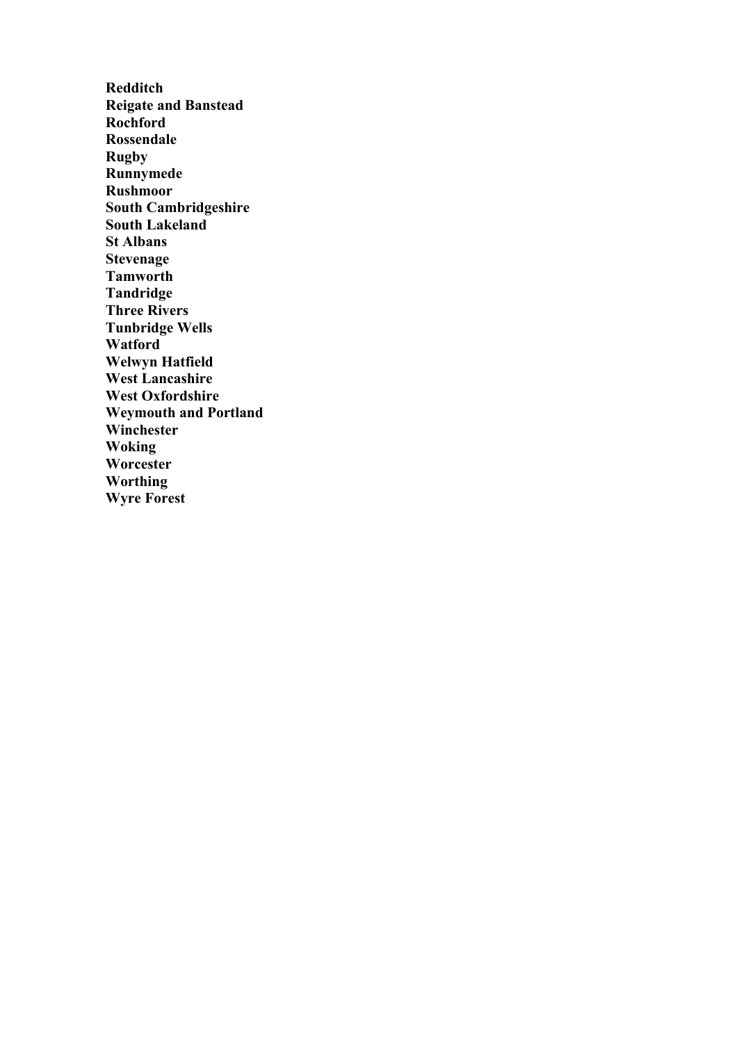**Redditch**
**Reigate and Banstead**
**Rochford**
**Rossendale**
**Rugby**
**Runnymede**
**Rushmoor**
**South Cambridgeshire**
**South Lakeland**
**St Albans**
**Stevenage**
**Tamworth**
**Tandridge**
**Three Rivers**
**Tunbridge Wells**
**Watford**
**Welwyn Hatfield**
**West Lancashire**
**West Oxfordshire**
**Weymouth and Portland**
**Winchester**
**Woking**
**Worcester**
**Worthing**
**Wyre Forest**